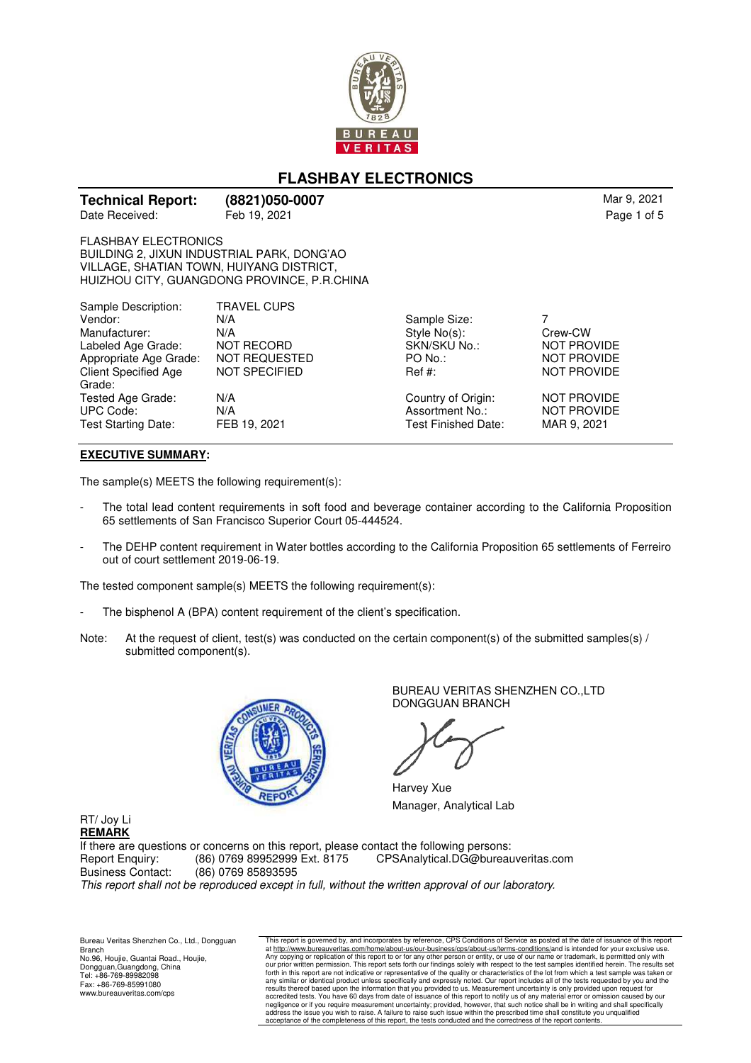# FLASHBAY ELECTRONICS

**Technical Report: (8821)050-0007** Mar 9, 2021

Date Received: Feb 19, 2021

FLASHBAY ELECTRONICS
BUILDING 2, JIXUN INDUSTRIAL PARK, DONG'AO
VILLAGE, SHATIAN TOWN, HUIYANG DISTRICT,
HUIZHOU CITY, GUANGDONG PROVINCE, P.R.CHINA

| | | | |
|---|---|---|---|
| Sample Description: | TRAVEL CUPS | | |
| Vendor: | N/A | Sample Size: | 7 |
| Manufacturer: | N/A | Style No(s): | Crew-CW |
| Labeled Age Grade: | NOT RECORD | SKN/SKU No.: | NOT PROVIDE |
| Appropriate Age Grade: | NOT REQUESTED | PO No.: | NOT PROVIDE |
| Client Specified Age Grade: | NOT SPECIFIED | Ref #: | NOT PROVIDE |
| Tested Age Grade: | N/A | Country of Origin: | NOT PROVIDE |
| UPC Code: | N/A | Assortment No.: | NOT PROVIDE |
| Test Starting Date: | FEB 19, 2021 | Test Finished Date: | MAR 9, 2021 |

**EXECUTIVE SUMMARY:**

The sample(s) MEETS the following requirement(s):

- The total lead content requirements in soft food and beverage container according to the California Proposition 65 settlements of San Francisco Superior Court 05-444524.
- The DEHP content requirement in Water bottles according to the California Proposition 65 settlements of Ferreiro out of court settlement 2019-06-19.

The tested component sample(s) MEETS the following requirement(s):

- The bisphenol A (BPA) content requirement of the client's specification.

Note: At the request of client, test(s) was conducted on the certain component(s) of the submitted samples(s) / submitted component(s).

BUREAU VERITAS SHENZHEN CO.,LTD
DONGGUAN BRANCH

Harvey Xue
Manager, Analytical Lab

RT/ Joy Li

**REMARK**

If there are questions or concerns on this report, please contact the following persons:
Report Enquiry: (86) 0769 89952999 Ext. 8175 CPSAnalytical.DG@bureauveritas.com
Business Contact: (86) 0769 85893595

*This report shall not be reproduced except in full, without the written approval of our laboratory.*

Bureau Veritas Shenzhen Co., Ltd., Dongguan Branch
No.96, Houjie, Guantai Road., Houjie, Dongguan,Guangdong, China
Tel: +86-769-89982098
Fax: +86-769-85991080
www.bureauveritas.com/cps

This report is governed by, and incorporates by reference, CPS Conditions of Service as posted at the date of issuance of this report at http://www.bureauveritas.com/home/about-us/our-business/cps/about-us/terms-conditions/and is intended for your exclusive use. Any copying or replication of this report to or for any other person or entity, or use of our name or trademark, is permitted only with our prior written permission. This report sets forth our findings solely with respect to the test samples identified herein. The results set forth in this report are not indicative or representative of the quality or characteristics of the lot from which a test sample was taken or any similar or identical product unless specifically and expressly noted. Our report includes all of the tests requested by you and the results thereof based upon the information that you provided to us. Measurement uncertainty is only provided upon request for accredited tests. You have 60 days from date of issuance of this report to notify us of any material error or omission caused by our negligence or if you require measurement uncertainty; provided, however, that such notice shall be in writing and shall specifically address the issue you wish to raise. A failure to raise such issue within the prescribed time shall constitute you unqualified acceptance of the completeness of this report, the tests conducted and the correctness of the report contents.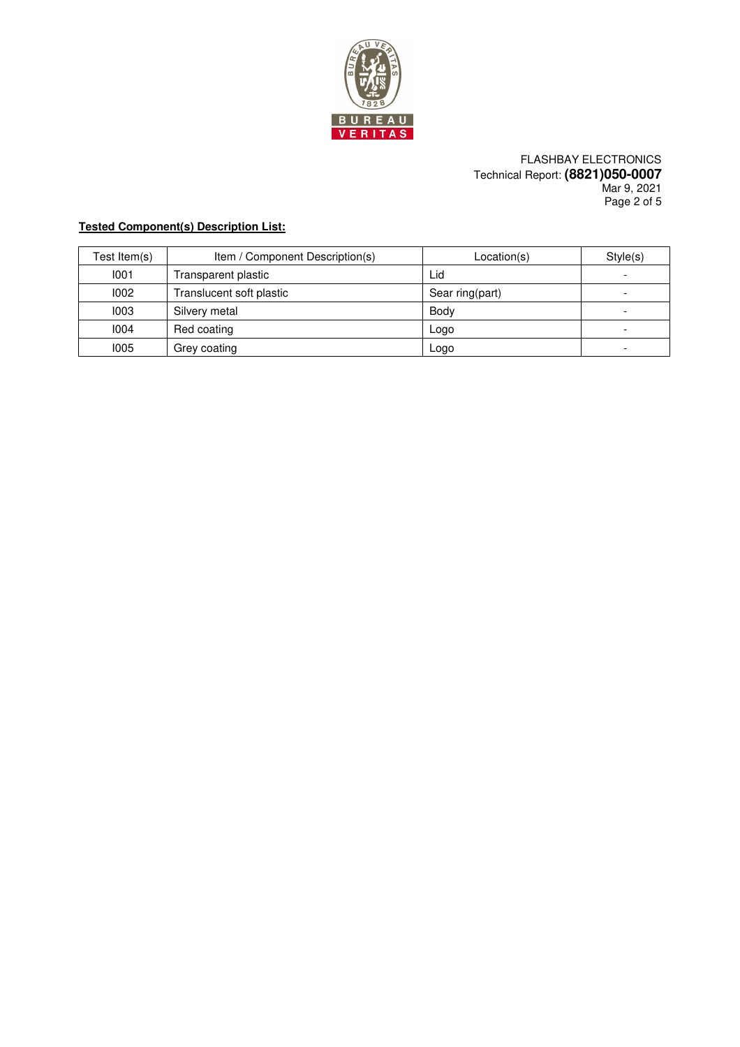FLASHBAY ELECTRONICS
Technical Report: **(8821)050-0007**
Mar 9, 2021

**Tested Component(s) Description List:**

| Test Item(s) | Item / Component Description(s) | Location(s) | Style(s) |
|---|---|---|---|
| I001 | Transparent plastic | Lid | - |
| I002 | Translucent soft plastic | Sear ring(part) | - |
| I003 | Silvery metal | Body | - |
| I004 | Red coating | Logo | - |
| I005 | Grey coating | Logo | - |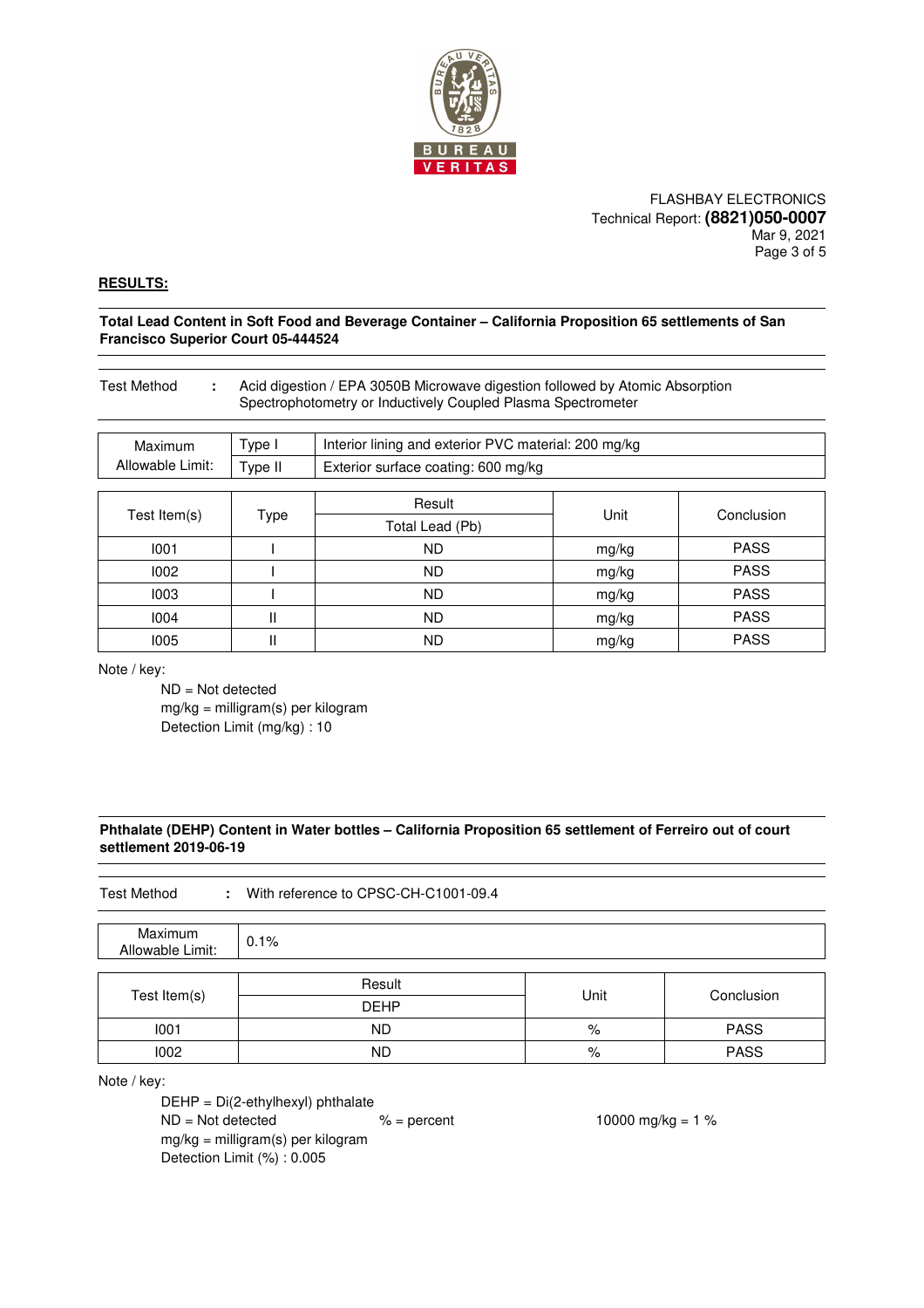FLASHBAY ELECTRONICS
Technical Report: **(8821)050-0007**
Mar 9, 2021

## RESULTS:

**Total Lead Content in Soft Food and Beverage Container – California Proposition 65 settlements of San Francisco Superior Court 05-444524**

Test Method : Acid digestion / EPA 3050B Microwave digestion followed by Atomic Absorption Spectrophotometry or Inductively Coupled Plasma Spectrometer

| Maximum Allowable Limit: | Type | Limit |
|---|---|---|
| | Type I | Interior lining and exterior PVC material: 200 mg/kg |
| | Type II | Exterior surface coating: 600 mg/kg |

| Test Item(s) | Type | Result | Unit | Conclusion |
|---|---|---|---|---|
| | | Total Lead (Pb) | | |
| I001 | I | ND | mg/kg | PASS |
| I002 | I | ND | mg/kg | PASS |
| I003 | I | ND | mg/kg | PASS |
| I004 | II | ND | mg/kg | PASS |
| I005 | II | ND | mg/kg | PASS |

Note / key:

ND = Not detected
mg/kg = milligram(s) per kilogram
Detection Limit (mg/kg) : 10

**Phthalate (DEHP) Content in Water bottles – California Proposition 65 settlement of Ferreiro out of court settlement 2019-06-19**

Test Method : With reference to CPSC-CH-C1001-09.4

| Maximum Allowable Limit: | 0.1% |
|---|---|

| Test Item(s) | Result | Unit | Conclusion |
|---|---|---|---|
| | DEHP | | |
| I001 | ND | % | PASS |
| I002 | ND | % | PASS |

Note / key:

DEHP = Di(2-ethylhexyl) phthalate
ND = Not detected    % = percent    10000 mg/kg = 1 %
mg/kg = milligram(s) per kilogram
Detection Limit (%) : 0.005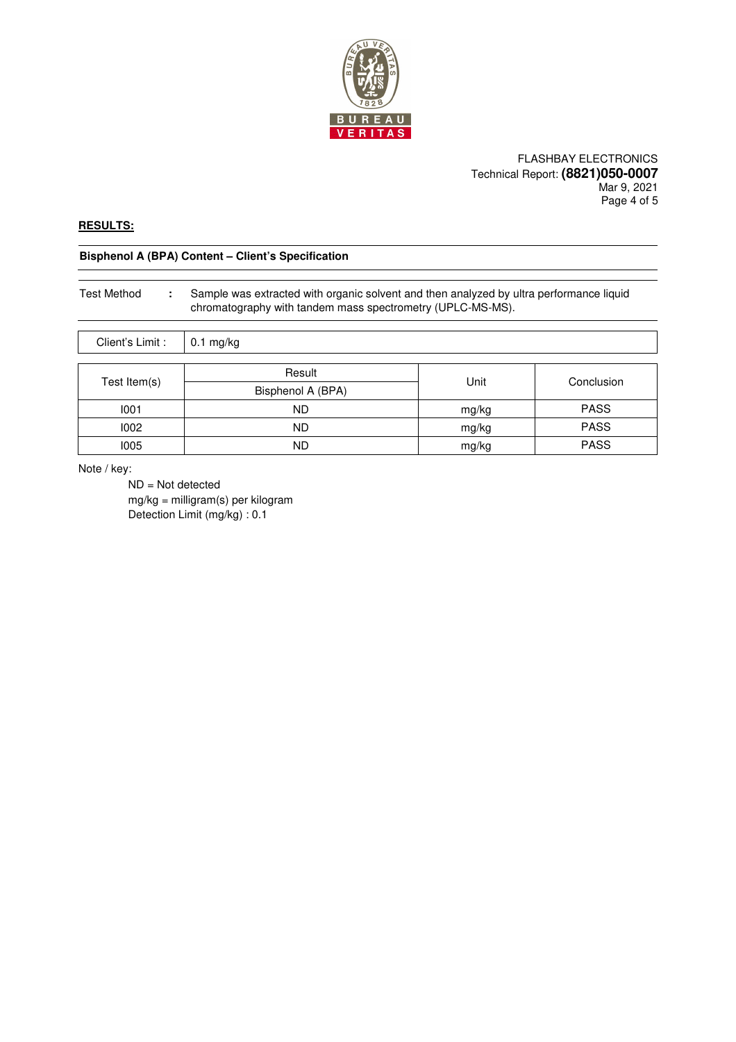FLASHBAY ELECTRONICS
Technical Report: **(8821)050-0007**
Mar 9, 2021

**RESULTS:**

**Bisphenol A (BPA) Content – Client's Specification**

Test Method : Sample was extracted with organic solvent and then analyzed by ultra performance liquid chromatography with tandem mass spectrometry (UPLC-MS-MS).

| Client's Limit : | 0.1 mg/kg |
|---|---|

| Test Item(s) | Result | Unit | Conclusion |
|---|---|---|---|
| | Bisphenol A (BPA) | | |
| I001 | ND | mg/kg | PASS |
| I002 | ND | mg/kg | PASS |
| I005 | ND | mg/kg | PASS |

Note / key:

ND = Not detected
mg/kg = milligram(s) per kilogram
Detection Limit (mg/kg) : 0.1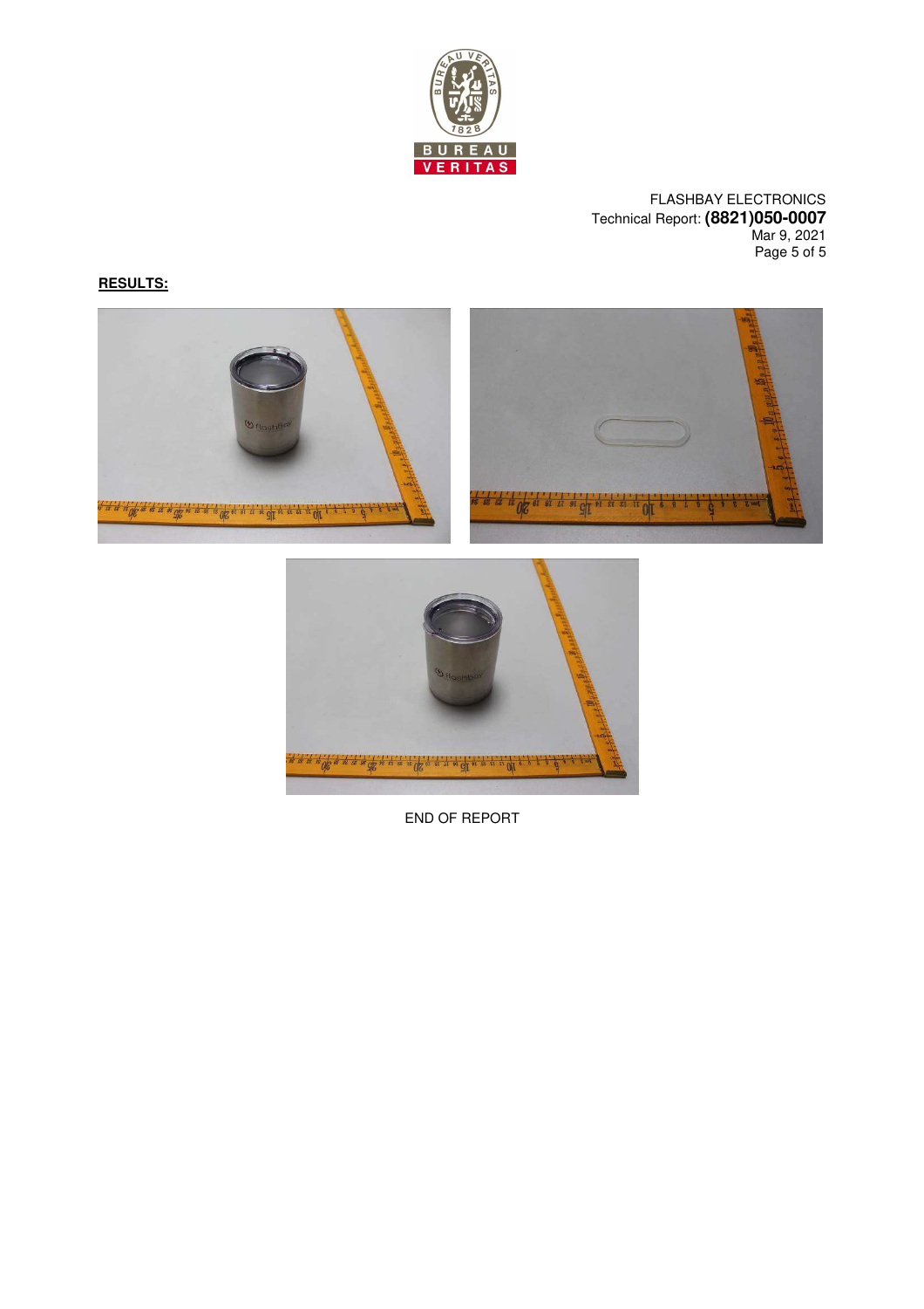FLASHBAY ELECTRONICS
Technical Report: **(8821)050-0007**
Mar 9, 2021

**RESULTS:**

END OF REPORT